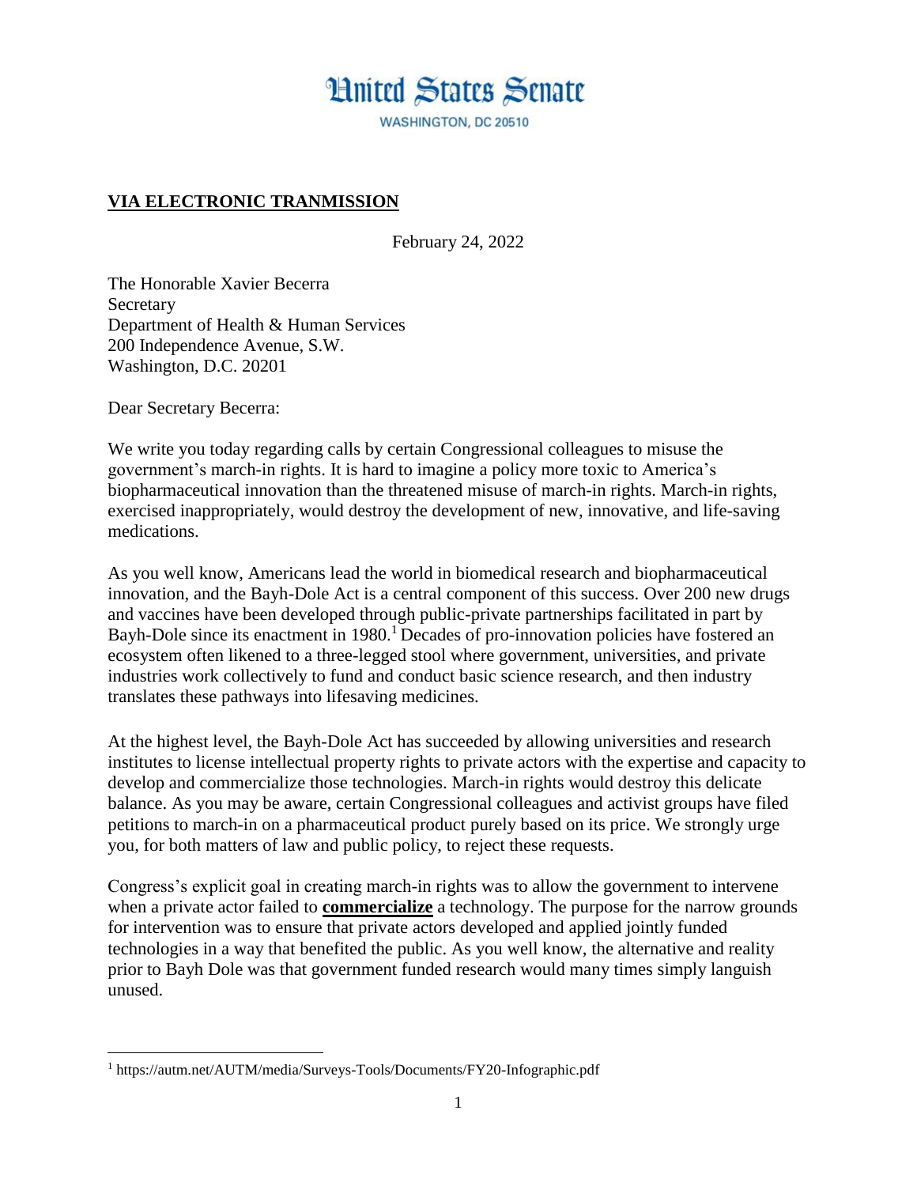# United States Senate

WASHINGTON, DC 20510

**VIA ELECTRONIC TRANMISSION**

February 24, 2022

The Honorable Xavier Becerra
Secretary
Department of Health & Human Services
200 Independence Avenue, S.W.
Washington, D.C. 20201

Dear Secretary Becerra:

We write you today regarding calls by certain Congressional colleagues to misuse the government's march-in rights. It is hard to imagine a policy more toxic to America's biopharmaceutical innovation than the threatened misuse of march-in rights. March-in rights, exercised inappropriately, would destroy the development of new, innovative, and life-saving medications.

As you well know, Americans lead the world in biomedical research and biopharmaceutical innovation, and the Bayh-Dole Act is a central component of this success. Over 200 new drugs and vaccines have been developed through public-private partnerships facilitated in part by Bayh-Dole since its enactment in 1980.[1] Decades of pro-innovation policies have fostered an ecosystem often likened to a three-legged stool where government, universities, and private industries work collectively to fund and conduct basic science research, and then industry translates these pathways into lifesaving medicines.

At the highest level, the Bayh-Dole Act has succeeded by allowing universities and research institutes to license intellectual property rights to private actors with the expertise and capacity to develop and commercialize those technologies. March-in rights would destroy this delicate balance. As you may be aware, certain Congressional colleagues and activist groups have filed petitions to march-in on a pharmaceutical product purely based on its price. We strongly urge you, for both matters of law and public policy, to reject these requests.

Congress's explicit goal in creating march-in rights was to allow the government to intervene when a private actor failed to **commercialize** a technology. The purpose for the narrow grounds for intervention was to ensure that private actors developed and applied jointly funded technologies in a way that benefited the public. As you well know, the alternative and reality prior to Bayh Dole was that government funded research would many times simply languish unused.

---

[1] https://autm.net/AUTM/media/Surveys-Tools/Documents/FY20-Infographic.pdf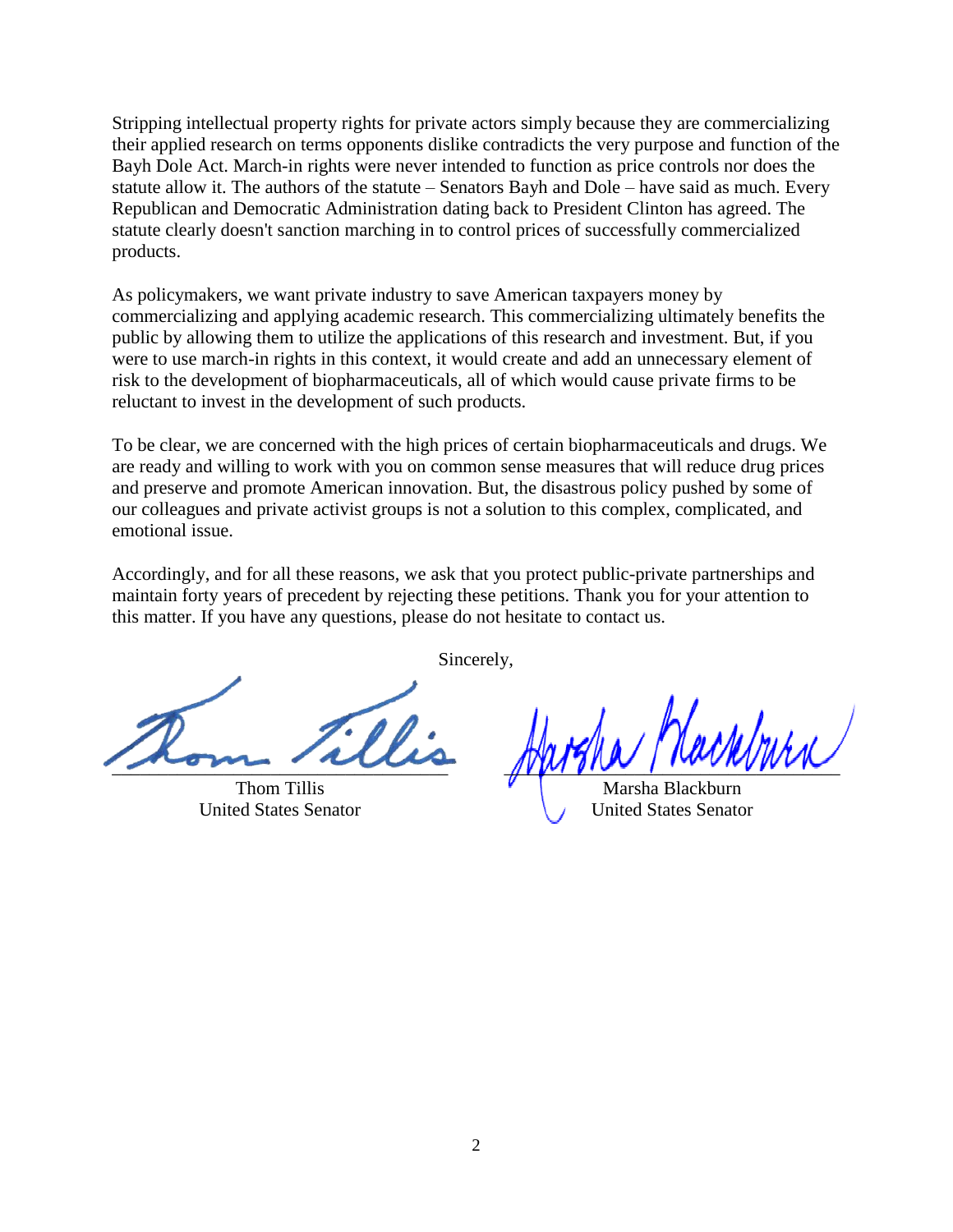Stripping intellectual property rights for private actors simply because they are commercializing their applied research on terms opponents dislike contradicts the very purpose and function of the Bayh Dole Act. March-in rights were never intended to function as price controls nor does the statute allow it. The authors of the statute – Senators Bayh and Dole – have said as much. Every Republican and Democratic Administration dating back to President Clinton has agreed. The statute clearly doesn't sanction marching in to control prices of successfully commercialized products.

As policymakers, we want private industry to save American taxpayers money by commercializing and applying academic research. This commercializing ultimately benefits the public by allowing them to utilize the applications of this research and investment. But, if you were to use march-in rights in this context, it would create and add an unnecessary element of risk to the development of biopharmaceuticals, all of which would cause private firms to be reluctant to invest in the development of such products.

To be clear, we are concerned with the high prices of certain biopharmaceuticals and drugs. We are ready and willing to work with you on common sense measures that will reduce drug prices and preserve and promote American innovation. But, the disastrous policy pushed by some of our colleagues and private activist groups is not a solution to this complex, complicated, and emotional issue.

Accordingly, and for all these reasons, we ask that you protect public-private partnerships and maintain forty years of precedent by rejecting these petitions. Thank you for your attention to this matter. If you have any questions, please do not hesitate to contact us.

Sincerely,

Thom Tillis
United States Senator

Marsha Blackburn
United States Senator